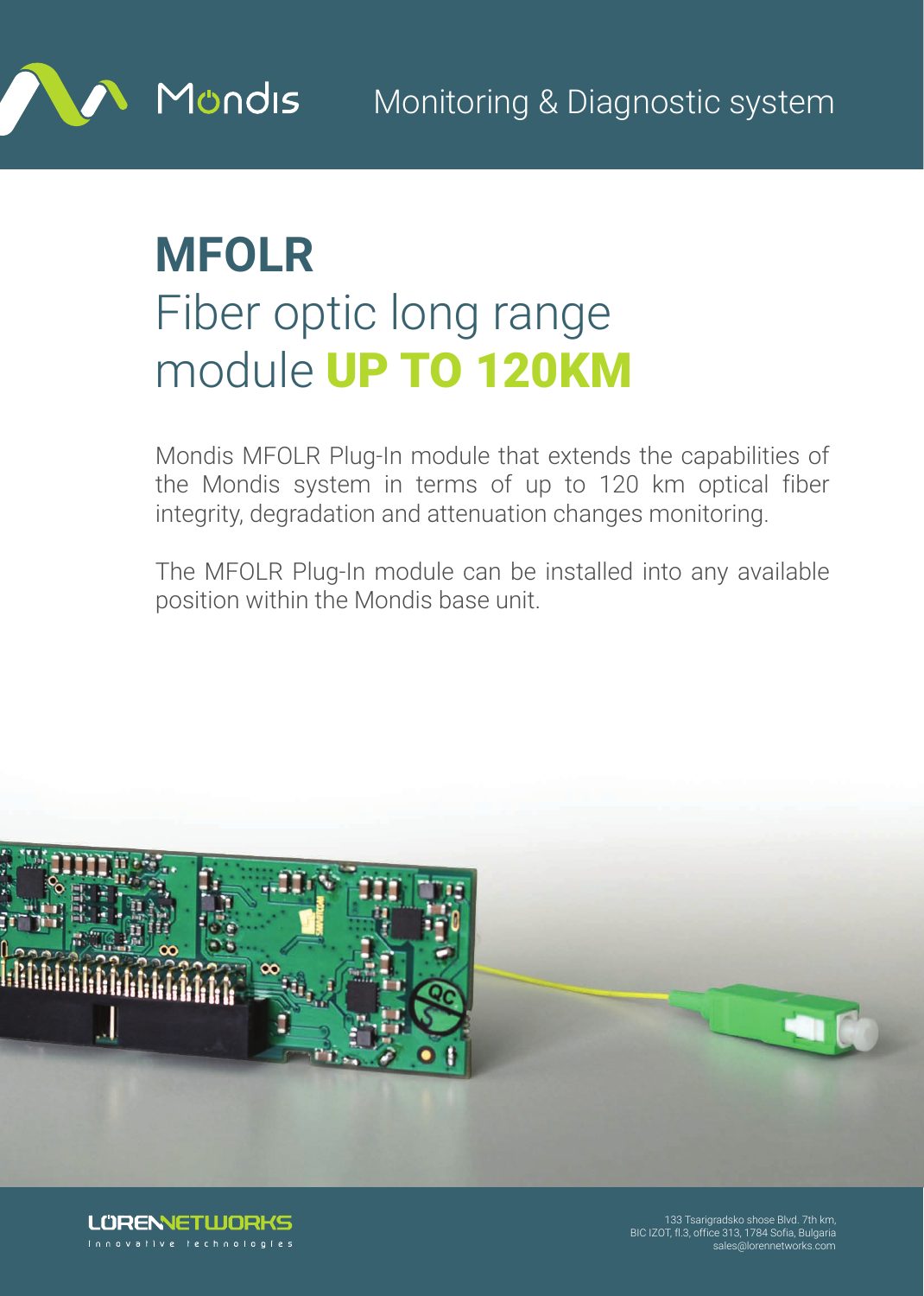Mondis Monitoring & Diagnostic system

# MFOLR

## Fiber optic long range module UP TO 120KM

Mondis MFOLR Plug-In module that extends the capabilities of the Mondis system in terms of up to 120 km optical fiber integrity, degradation and attenuation changes monitoring.

The MFOLR Plug-In module can be installed into any available position within the Mondis base unit.

LORENNETWORKS
Innovative technologies

133 Tsarigradsko shose Blvd. 7th km,
BIC IZOT, fl.3, office 313, 1784 Sofia, Bulgaria
sales@lorennetworks.com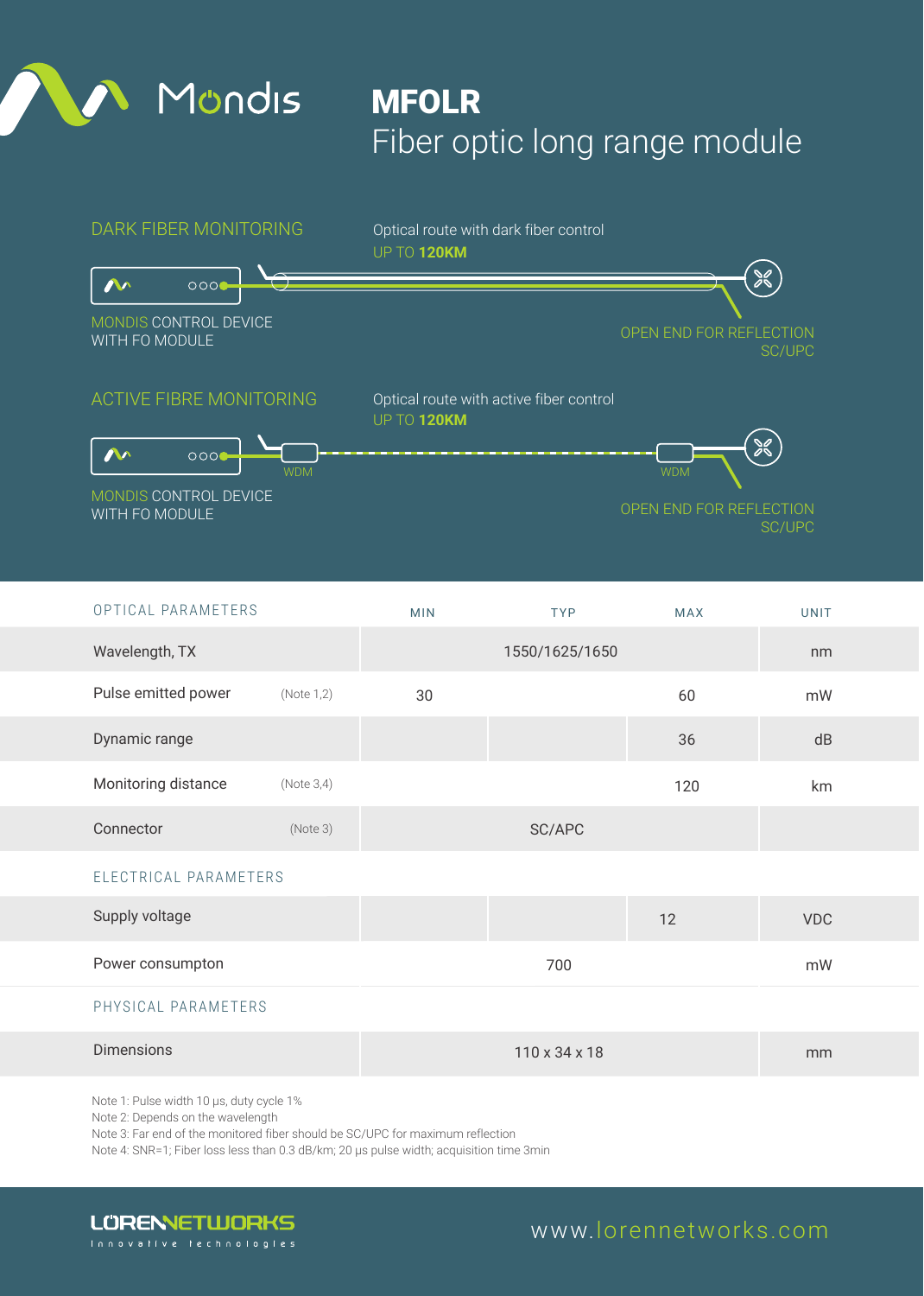# MFOLR

## Fiber optic long range module

### DARK FIBER MONITORING

Optical route with dark fiber control
UP TO **120KM**

MONDIS CONTROL DEVICE
WITH FO MODULE

OPEN END FOR REFLECTION
SC/UPC

### ACTIVE FIBRE MONITORING

Optical route with active fiber control
UP TO **120KM**

WDM

WDM

MONDIS CONTROL DEVICE
WITH FO MODULE

OPEN END FOR REFLECTION
SC/UPC

| OPTICAL PARAMETERS | | MIN | TYP | MAX | UNIT |
|---|---|---|---|---|---|
| Wavelength, TX | | | 1550/1625/1650 | | nm |
| Pulse emitted power | (Note 1,2) | 30 | | 60 | mW |
| Dynamic range | | | | 36 | dB |
| Monitoring distance | (Note 3,4) | | | 120 | km |
| Connector | (Note 3) | | SC/APC | | |
| **ELECTRICAL PARAMETERS** | | | | | |
| Supply voltage | | | | 12 | VDC |
| Power consumpton | | | 700 | | mW |
| **PHYSICAL PARAMETERS** | | | | | |
| Dimensions | | | 110 x 34 x 18 | | mm |

Note 1: Pulse width 10 µs, duty cycle 1%
Note 2: Depends on the wavelength
Note 3: Far end of the monitored fiber should be SC/UPC for maximum reflection
Note 4: SNR=1; Fiber loss less than 0.3 dB/km; 20 µs pulse width; acquisition time 3min

LORENNETWORKS
Innovative technologies

www.lorennetworks.com